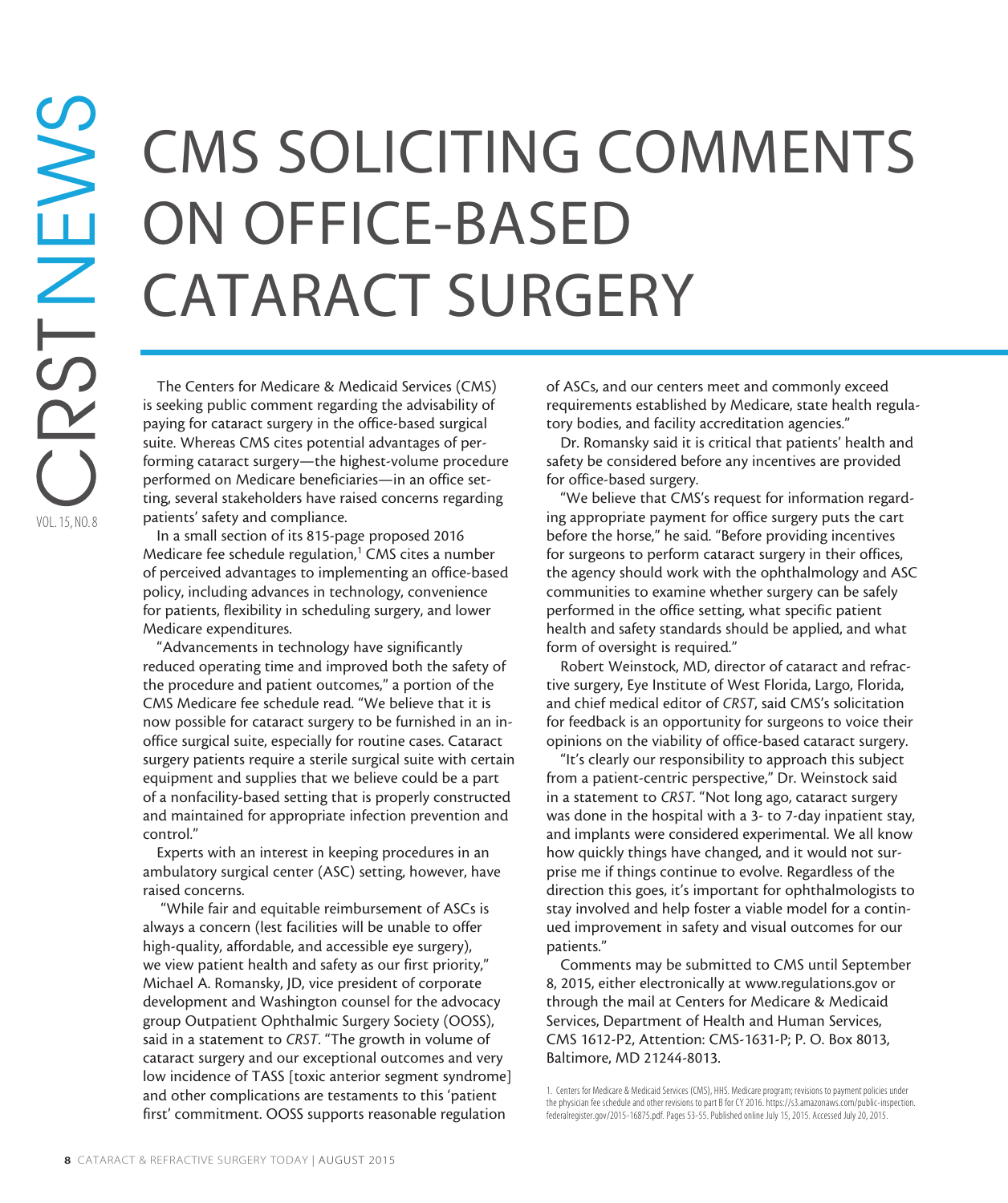# CMS SOLICITING COMMENTS ON OFFICE-BASED CATARACT SURGERY

The Centers for Medicare & Medicaid Services (CMS) is seeking public comment regarding the advisability of paying for cataract surgery in the office-based surgical suite. Whereas CMS cites potential advantages of performing cataract surgery—the highest-volume procedure performed on Medicare beneficiaries—in an office setting, several stakeholders have raised concerns regarding patients' safety and compliance.

In a small section of its 815-page proposed 2016 Medicare fee schedule regulation,[1] CMS cites a number of perceived advantages to implementing an office-based policy, including advances in technology, convenience for patients, flexibility in scheduling surgery, and lower Medicare expenditures.

"Advancements in technology have significantly reduced operating time and improved both the safety of the procedure and patient outcomes," a portion of the CMS Medicare fee schedule read. "We believe that it is now possible for cataract surgery to be furnished in an in-office surgical suite, especially for routine cases. Cataract surgery patients require a sterile surgical suite with certain equipment and supplies that we believe could be a part of a nonfacility-based setting that is properly constructed and maintained for appropriate infection prevention and control."

Experts with an interest in keeping procedures in an ambulatory surgical center (ASC) setting, however, have raised concerns.

"While fair and equitable reimbursement of ASCs is always a concern (lest facilities will be unable to offer high-quality, affordable, and accessible eye surgery), we view patient health and safety as our first priority," Michael A. Romansky, JD, vice president of corporate development and Washington counsel for the advocacy group Outpatient Ophthalmic Surgery Society (OOSS), said in a statement to *CRST*. "The growth in volume of cataract surgery and our exceptional outcomes and very low incidence of TASS [toxic anterior segment syndrome] and other complications are testaments to this 'patient first' commitment. OOSS supports reasonable regulation of ASCs, and our centers meet and commonly exceed requirements established by Medicare, state health regulatory bodies, and facility accreditation agencies."

Dr. Romansky said it is critical that patients' health and safety be considered before any incentives are provided for office-based surgery.

"We believe that CMS's request for information regarding appropriate payment for office surgery puts the cart before the horse," he said. "Before providing incentives for surgeons to perform cataract surgery in their offices, the agency should work with the ophthalmology and ASC communities to examine whether surgery can be safely performed in the office setting, what specific patient health and safety standards should be applied, and what form of oversight is required."

Robert Weinstock, MD, director of cataract and refractive surgery, Eye Institute of West Florida, Largo, Florida, and chief medical editor of *CRST*, said CMS's solicitation for feedback is an opportunity for surgeons to voice their opinions on the viability of office-based cataract surgery.

"It's clearly our responsibility to approach this subject from a patient-centric perspective," Dr. Weinstock said in a statement to *CRST*. "Not long ago, cataract surgery was done in the hospital with a 3- to 7-day inpatient stay, and implants were considered experimental. We all know how quickly things have changed, and it would not surprise me if things continue to evolve. Regardless of the direction this goes, it's important for ophthalmologists to stay involved and help foster a viable model for a continued improvement in safety and visual outcomes for our patients."

Comments may be submitted to CMS until September 8, 2015, either electronically at www.regulations.gov or through the mail at Centers for Medicare & Medicaid Services, Department of Health and Human Services, CMS 1612-P2, Attention: CMS-1631-P; P. O. Box 8013, Baltimore, MD 21244-8013.

1. Centers for Medicare & Medicaid Services (CMS), HHS. Medicare program; revisions to payment policies under the physician fee schedule and other revisions to part B for CY 2016. https://s3.amazonaws.com/public-inspection.federalregister.gov/2015-16875.pdf. Pages 53-55. Published online July 15, 2015. Accessed July 20, 2015.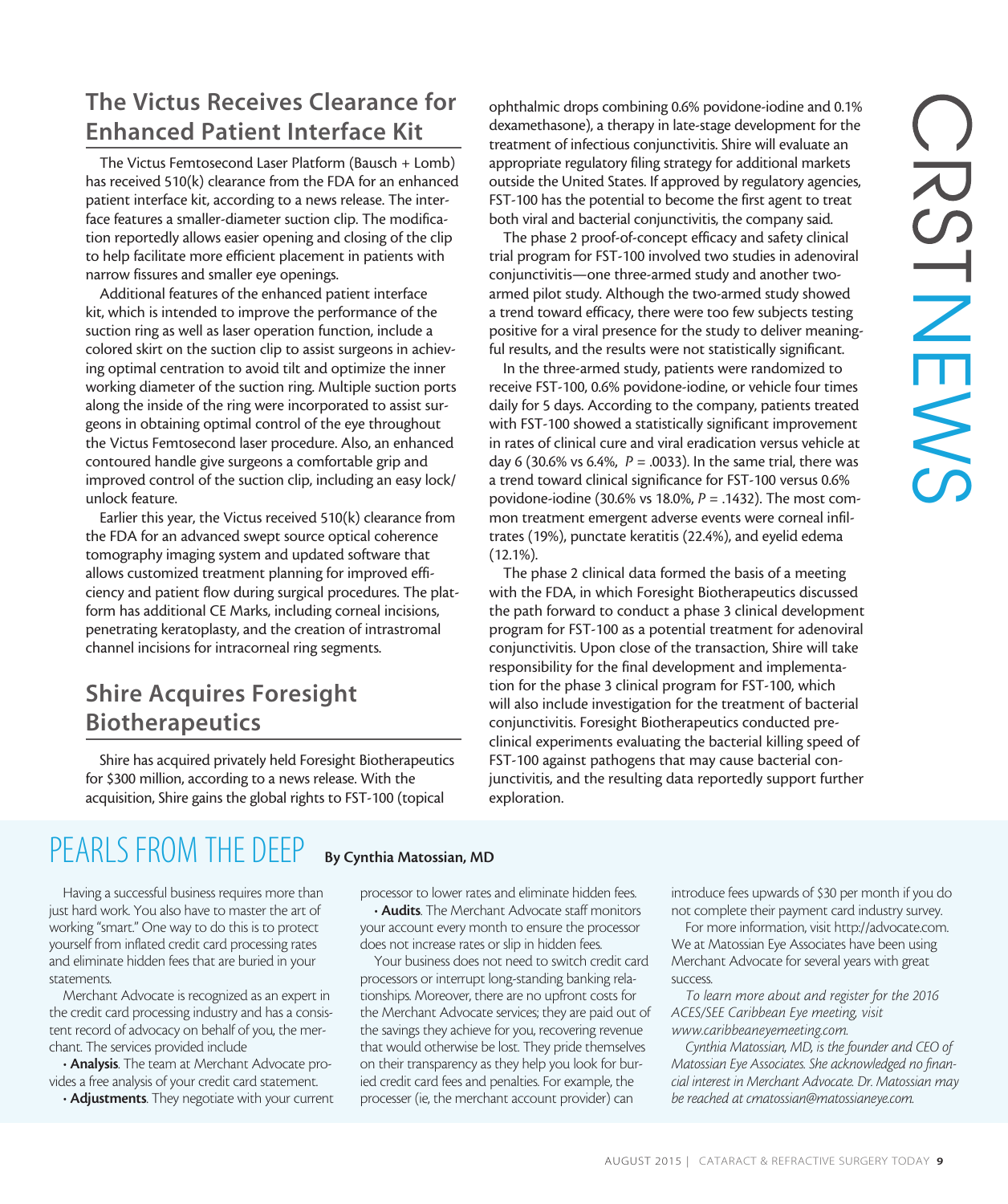## The Victus Receives Clearance for Enhanced Patient Interface Kit

The Victus Femtosecond Laser Platform (Bausch + Lomb) has received 510(k) clearance from the FDA for an enhanced patient interface kit, according to a news release. The interface features a smaller-diameter suction clip. The modification reportedly allows easier opening and closing of the clip to help facilitate more efficient placement in patients with narrow fissures and smaller eye openings.

Additional features of the enhanced patient interface kit, which is intended to improve the performance of the suction ring as well as laser operation function, include a colored skirt on the suction clip to assist surgeons in achieving optimal centration to avoid tilt and optimize the inner working diameter of the suction ring. Multiple suction ports along the inside of the ring were incorporated to assist surgeons in obtaining optimal control of the eye throughout the Victus Femtosecond laser procedure. Also, an enhanced contoured handle give surgeons a comfortable grip and improved control of the suction clip, including an easy lock/unlock feature.

Earlier this year, the Victus received 510(k) clearance from the FDA for an advanced swept source optical coherence tomography imaging system and updated software that allows customized treatment planning for improved efficiency and patient flow during surgical procedures. The platform has additional CE Marks, including corneal incisions, penetrating keratoplasty, and the creation of intrastromal channel incisions for intracorneal ring segments.

## Shire Acquires Foresight Biotherapeutics

Shire has acquired privately held Foresight Biotherapeutics for $300 million, according to a news release. With the acquisition, Shire gains the global rights to FST-100 (topical ophthalmic drops combining 0.6% povidone-iodine and 0.1% dexamethasone), a therapy in late-stage development for the treatment of infectious conjunctivitis. Shire will evaluate an appropriate regulatory filing strategy for additional markets outside the United States. If approved by regulatory agencies, FST-100 has the potential to become the first agent to treat both viral and bacterial conjunctivitis, the company said.

The phase 2 proof-of-concept efficacy and safety clinical trial program for FST-100 involved two studies in adenoviral conjunctivitis—one three-armed study and another two-armed pilot study. Although the two-armed study showed a trend toward efficacy, there were too few subjects testing positive for a viral presence for the study to deliver meaningful results, and the results were not statistically significant.

In the three-armed study, patients were randomized to receive FST-100, 0.6% povidone-iodine, or vehicle four times daily for 5 days. According to the company, patients treated with FST-100 showed a statistically significant improvement in rates of clinical cure and viral eradication versus vehicle at day 6 (30.6% vs 6.4%, $P = .0033$). In the same trial, there was a trend toward clinical significance for FST-100 versus 0.6% povidone-iodine (30.6% vs 18.0%, $P = .1432$). The most common treatment emergent adverse events were corneal infiltrates (19%), punctate keratitis (22.4%), and eyelid edema (12.1%).

The phase 2 clinical data formed the basis of a meeting with the FDA, in which Foresight Biotherapeutics discussed the path forward to conduct a phase 3 clinical development program for FST-100 as a potential treatment for adenoviral conjunctivitis. Upon close of the transaction, Shire will take responsibility for the final development and implementation for the phase 3 clinical program for FST-100, which will also include investigation for the treatment of bacterial conjunctivitis. Foresight Biotherapeutics conducted preclinical experiments evaluating the bacterial killing speed of FST-100 against pathogens that may cause bacterial conjunctivitis, and the resulting data reportedly support further exploration.

# PEARLS FROM THE DEEP

**By Cynthia Matossian, MD**

Having a successful business requires more than just hard work. You also have to master the art of working "smart." One way to do this is to protect yourself from inflated credit card processing rates and eliminate hidden fees that are buried in your statements.

Merchant Advocate is recognized as an expert in the credit card processing industry and has a consistent record of advocacy on behalf of you, the merchant. The services provided include

- **Analysis**. The team at Merchant Advocate provides a free analysis of your credit card statement.
- **Adjustments**. They negotiate with your current processor to lower rates and eliminate hidden fees.
- **Audits**. The Merchant Advocate staff monitors your account every month to ensure the processor does not increase rates or slip in hidden fees.

Your business does not need to switch credit card processors or interrupt long-standing banking relationships. Moreover, there are no upfront costs for the Merchant Advocate services; they are paid out of the savings they achieve for you, recovering revenue that would otherwise be lost. They pride themselves on their transparency as they help you look for buried credit card fees and penalties. For example, the processer (ie, the merchant account provider) can introduce fees upwards of $30 per month if you do not complete their payment card industry survey.

For more information, visit http://advocate.com. We at Matossian Eye Associates have been using Merchant Advocate for several years with great success.

*To learn more about and register for the 2016 ACES/SEE Caribbean Eye meeting, visit www.caribbeaneyemeeting.com.*

*Cynthia Matossian, MD, is the founder and CEO of Matossian Eye Associates. She acknowledged no financial interest in Merchant Advocate. Dr. Matossian may be reached at cmatossian@matossianeye.com.*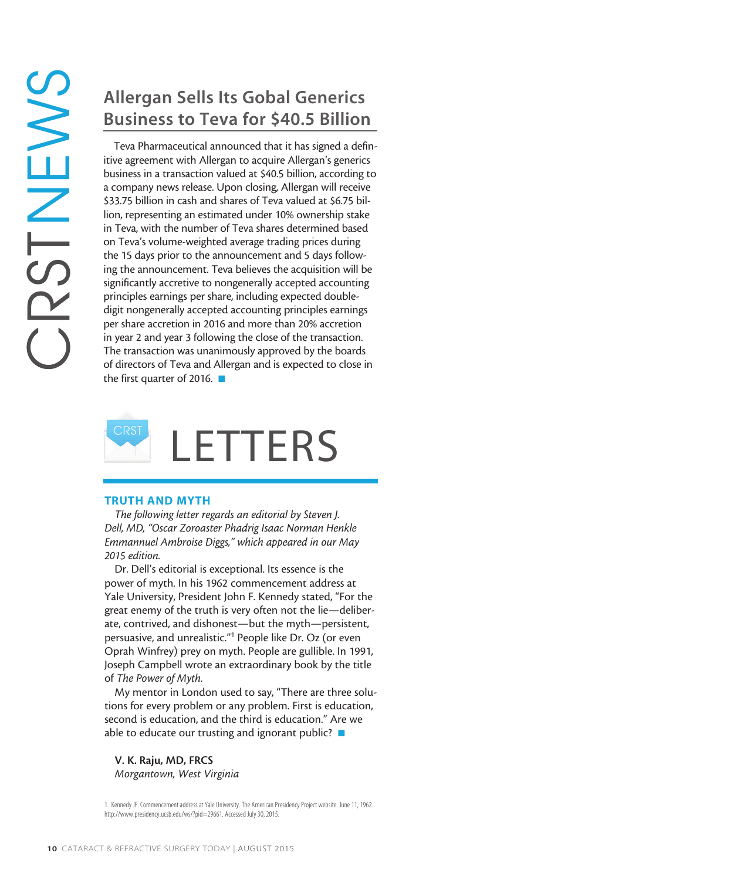# CRSTNEWS

## Allergan Sells Its Gobal Generics Business to Teva for $40.5 Billion

Teva Pharmaceutical announced that it has signed a definitive agreement with Allergan to acquire Allergan's generics business in a transaction valued at $40.5 billion, according to a company news release. Upon closing, Allergan will receive $33.75 billion in cash and shares of Teva valued at $6.75 billion, representing an estimated under 10% ownership stake in Teva, with the number of Teva shares determined based on Teva's volume-weighted average trading prices during the 15 days prior to the announcement and 5 days following the announcement. Teva believes the acquisition will be significantly accretive to nongenerally accepted accounting principles earnings per share, including expected double-digit nongenerally accepted accounting principles earnings per share accretion in 2016 and more than 20% accretion in year 2 and year 3 following the close of the transaction. The transaction was unanimously approved by the boards of directors of Teva and Allergan and is expected to close in the first quarter of 2016. ■

# CRST LETTERS

### TRUTH AND MYTH

*The following letter regards an editorial by Steven J. Dell, MD, "Oscar Zoroaster Phadrig Isaac Norman Henkle Emmannuel Ambroise Diggs," which appeared in our May 2015 edition.*

Dr. Dell's editorial is exceptional. Its essence is the power of myth. In his 1962 commencement address at Yale University, President John F. Kennedy stated, "For the great enemy of the truth is very often not the lie—deliberate, contrived, and dishonest—but the myth—persistent, persuasive, and unrealistic."[1] People like Dr. Oz (or even Oprah Winfrey) prey on myth. People are gullible. In 1991, Joseph Campbell wrote an extraordinary book by the title of *The Power of Myth*.

My mentor in London used to say, "There are three solutions for every problem or any problem. First is education, second is education, and the third is education." Are we able to educate our trusting and ignorant public? ■

**V. K. Raju, MD, FRCS**
*Morgantown, West Virginia*

1. Kennedy JF. Commencement address at Yale University. The American Presidency Project website. June 11, 1962. http://www.presidency.ucsb.edu/ws/?pid=29661. Accessed July 30, 2015.